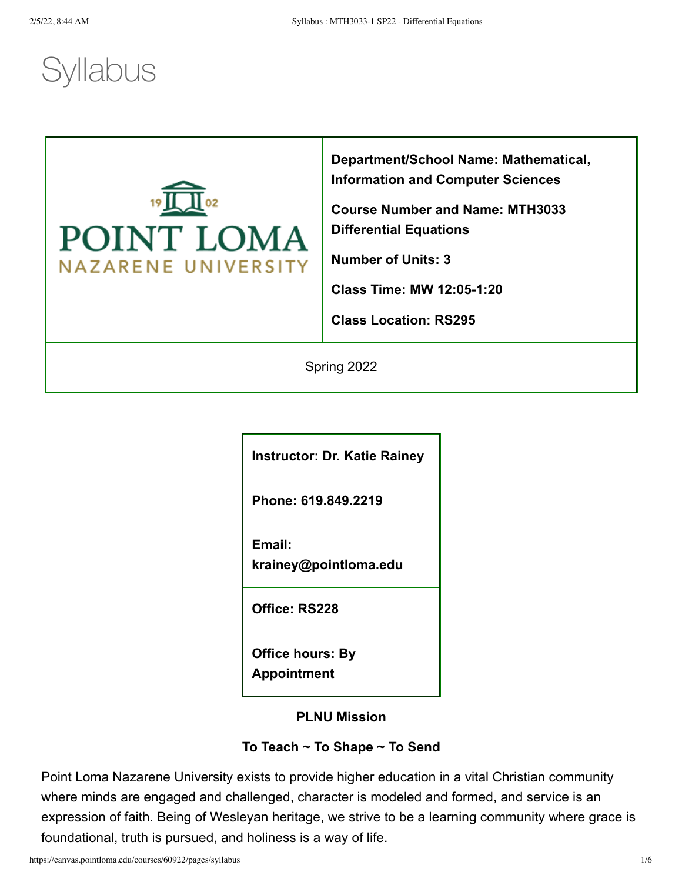# Syllabus

| | |
|---|---|
| POINT LOMA NAZARENE UNIVERSITY | **Department/School Name: Mathematical, Information and Computer Sciences**<br><br>**Course Number and Name: MTH3033 Differential Equations**<br><br>**Number of Units: 3**<br><br>**Class Time: MW 12:05-1:20**<br><br>**Class Location: RS295** |
| Spring 2022 | |

| **Instructor: Dr. Katie Rainey** |
|---|
| **Phone: 619.849.2219** |
| **Email: krainey@pointloma.edu** |
| **Office: RS228** |
| **Office hours: By Appointment** |

**PLNU Mission**

**To Teach ~ To Shape ~ To Send**

Point Loma Nazarene University exists to provide higher education in a vital Christian community where minds are engaged and challenged, character is modeled and formed, and service is an expression of faith. Being of Wesleyan heritage, we strive to be a learning community where grace is foundational, truth is pursued, and holiness is a way of life.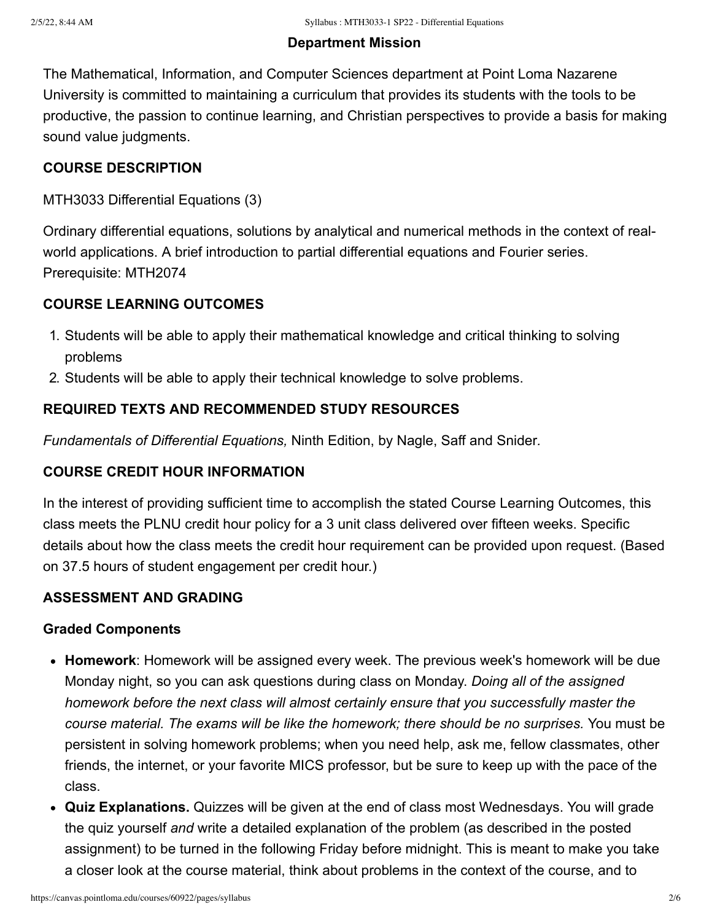### Department Mission

The Mathematical, Information, and Computer Sciences department at Point Loma Nazarene University is committed to maintaining a curriculum that provides its students with the tools to be productive, the passion to continue learning, and Christian perspectives to provide a basis for making sound value judgments.

### COURSE DESCRIPTION

MTH3033 Differential Equations (3)

Ordinary differential equations, solutions by analytical and numerical methods in the context of real-world applications. A brief introduction to partial differential equations and Fourier series. Prerequisite: MTH2074

### COURSE LEARNING OUTCOMES

1. Students will be able to apply their mathematical knowledge and critical thinking to solving problems
2. Students will be able to apply their technical knowledge to solve problems.

### REQUIRED TEXTS AND RECOMMENDED STUDY RESOURCES

*Fundamentals of Differential Equations,* Ninth Edition, by Nagle, Saff and Snider*.*

### COURSE CREDIT HOUR INFORMATION

In the interest of providing sufficient time to accomplish the stated Course Learning Outcomes, this class meets the PLNU credit hour policy for a 3 unit class delivered over fifteen weeks. Specific details about how the class meets the credit hour requirement can be provided upon request. (Based on 37.5 hours of student engagement per credit hour.)

### ASSESSMENT AND GRADING

#### Graded Components

- **Homework**: Homework will be assigned every week. The previous week's homework will be due Monday night, so you can ask questions during class on Monday. *Doing all of the assigned homework before the next class will almost certainly ensure that you successfully master the course material. The exams will be like the homework; there should be no surprises.* You must be persistent in solving homework problems; when you need help, ask me, fellow classmates, other friends, the internet, or your favorite MICS professor, but be sure to keep up with the pace of the class.
- **Quiz Explanations.** Quizzes will be given at the end of class most Wednesdays. You will grade the quiz yourself *and* write a detailed explanation of the problem (as described in the posted assignment) to be turned in the following Friday before midnight. This is meant to make you take a closer look at the course material, think about problems in the context of the course, and to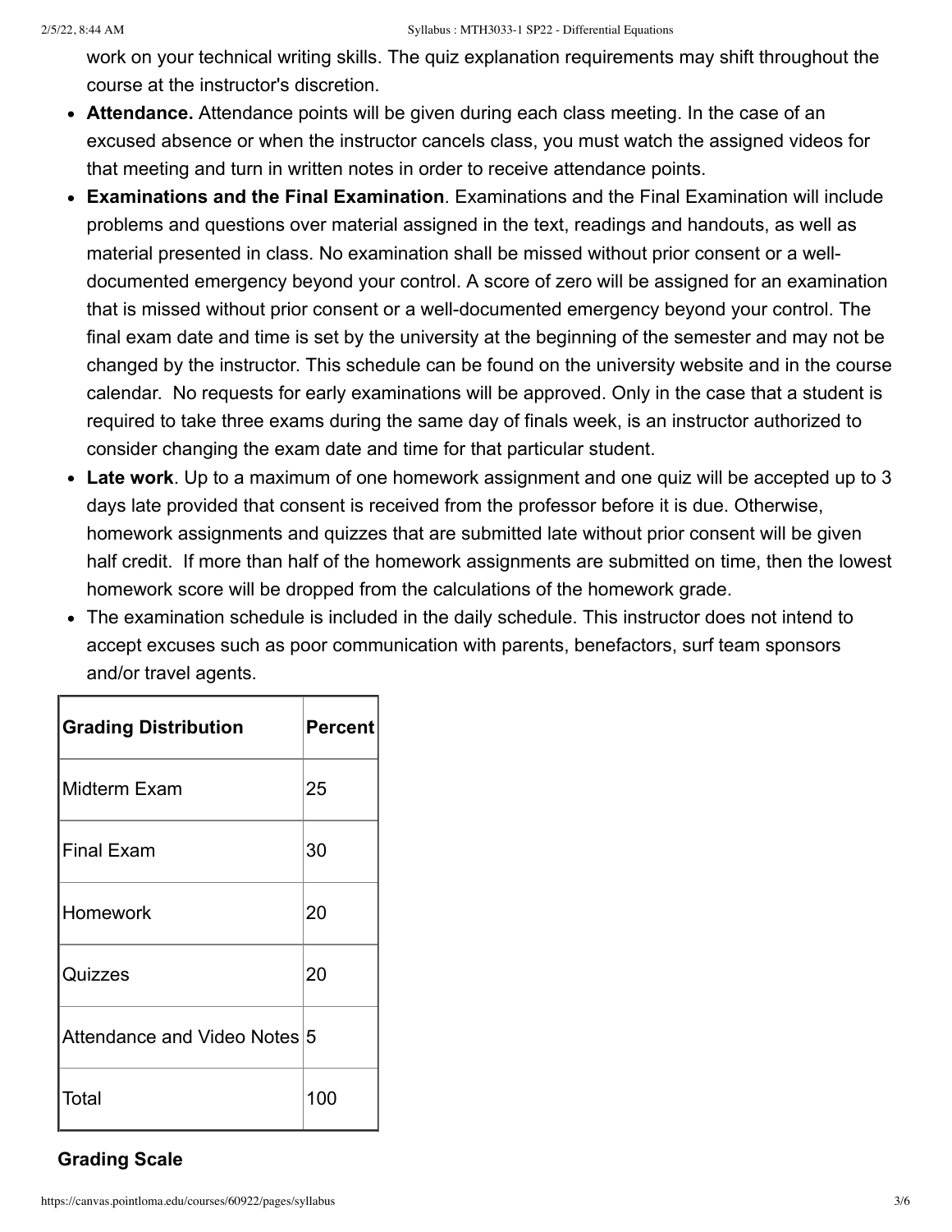work on your technical writing skills. The quiz explanation requirements may shift throughout the course at the instructor's discretion.

- **Attendance.** Attendance points will be given during each class meeting. In the case of an excused absence or when the instructor cancels class, you must watch the assigned videos for that meeting and turn in written notes in order to receive attendance points.
- **Examinations and the Final Examination**. Examinations and the Final Examination will include problems and questions over material assigned in the text, readings and handouts, as well as material presented in class. No examination shall be missed without prior consent or a well-documented emergency beyond your control. A score of zero will be assigned for an examination that is missed without prior consent or a well-documented emergency beyond your control. The final exam date and time is set by the university at the beginning of the semester and may not be changed by the instructor. This schedule can be found on the university website and in the course calendar. No requests for early examinations will be approved. Only in the case that a student is required to take three exams during the same day of finals week, is an instructor authorized to consider changing the exam date and time for that particular student.
- **Late work**. Up to a maximum of one homework assignment and one quiz will be accepted up to 3 days late provided that consent is received from the professor before it is due. Otherwise, homework assignments and quizzes that are submitted late without prior consent will be given half credit. If more than half of the homework assignments are submitted on time, then the lowest homework score will be dropped from the calculations of the homework grade.
- The examination schedule is included in the daily schedule. This instructor does not intend to accept excuses such as poor communication with parents, benefactors, surf team sponsors and/or travel agents.

| Grading Distribution | Percent |
|---|---|
| Midterm Exam | 25 |
| Final Exam | 30 |
| Homework | 20 |
| Quizzes | 20 |
| Attendance and Video Notes | 5 |
| Total | 100 |

### Grading Scale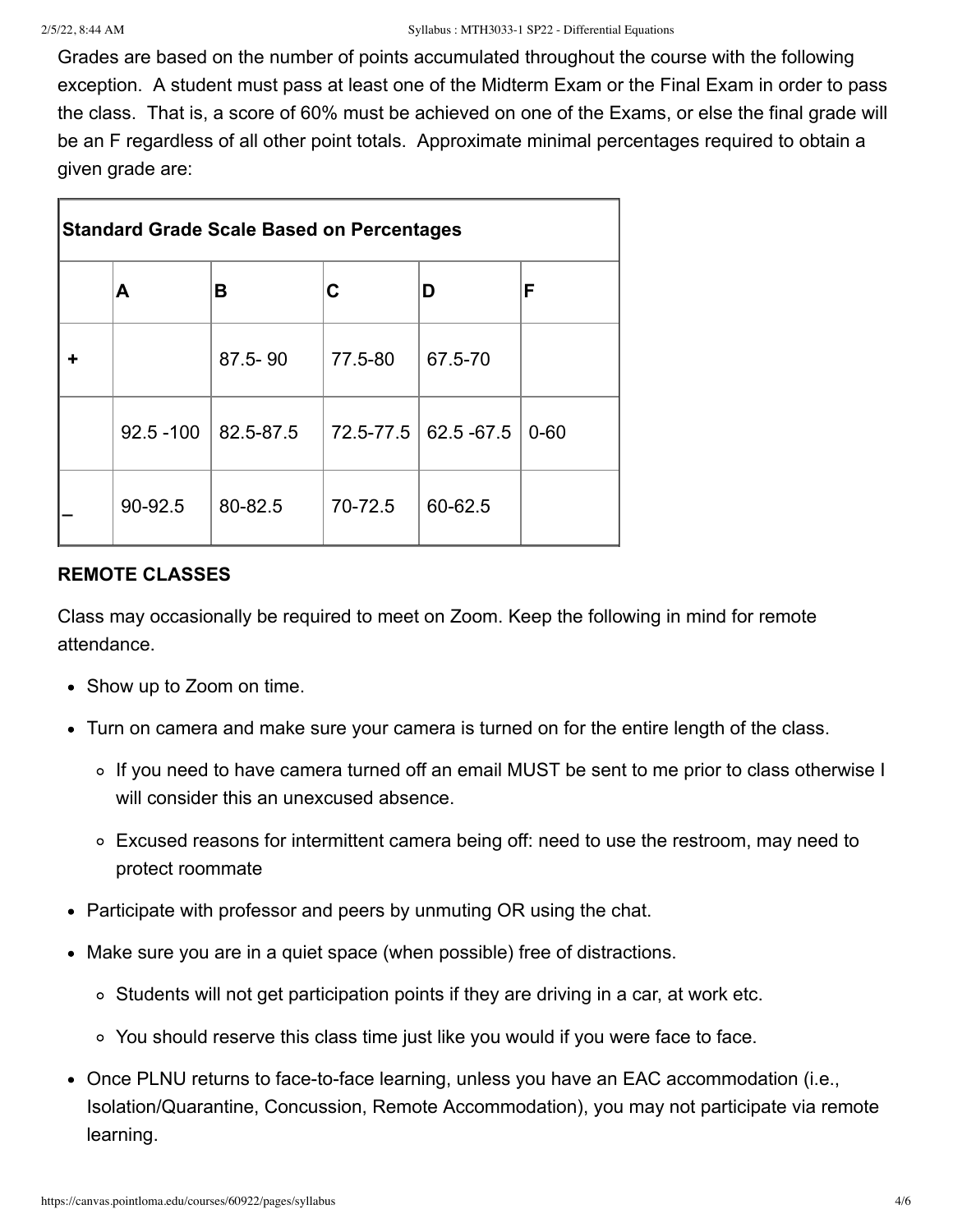Grades are based on the number of points accumulated throughout the course with the following exception. A student must pass at least one of the Midterm Exam or the Final Exam in order to pass the class. That is, a score of 60% must be achieved on one of the Exams, or else the final grade will be an F regardless of all other point totals. Approximate minimal percentages required to obtain a given grade are:

| **Standard Grade Scale Based on Percentages** | | | | | |
|---|---|---|---|---|---|
| | **A** | **B** | **C** | **D** | **F** |
| **+** | | 87.5- 90 | 77.5-80 | 67.5-70 | |
| | 92.5 -100 | 82.5-87.5 | 72.5-77.5 | 62.5 -67.5 | 0-60 |
| **–** | 90-92.5 | 80-82.5 | 70-72.5 | 60-62.5 | |

**REMOTE CLASSES**

Class may occasionally be required to meet on Zoom. Keep the following in mind for remote attendance.

- Show up to Zoom on time.
- Turn on camera and make sure your camera is turned on for the entire length of the class.
  - If you need to have camera turned off an email MUST be sent to me prior to class otherwise I will consider this an unexcused absence.
  - Excused reasons for intermittent camera being off: need to use the restroom, may need to protect roommate
- Participate with professor and peers by unmuting OR using the chat.
- Make sure you are in a quiet space (when possible) free of distractions.
  - Students will not get participation points if they are driving in a car, at work etc.
  - You should reserve this class time just like you would if you were face to face.
- Once PLNU returns to face-to-face learning, unless you have an EAC accommodation (i.e., Isolation/Quarantine, Concussion, Remote Accommodation), you may not participate via remote learning.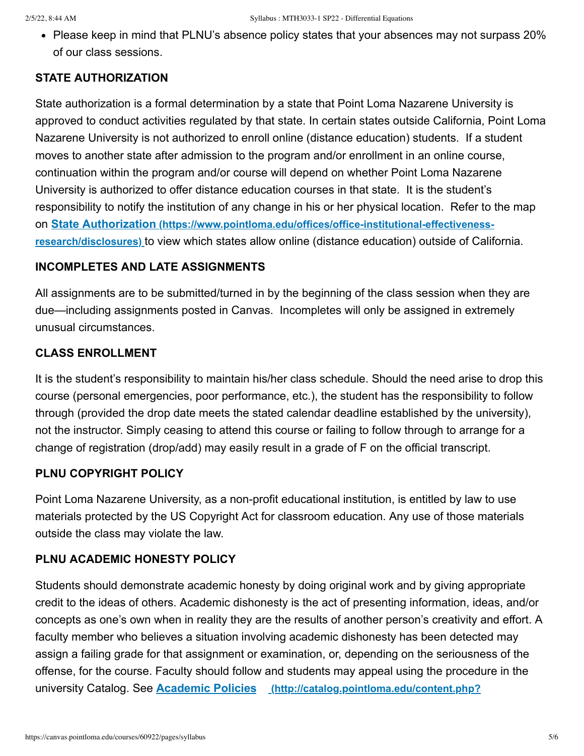- Please keep in mind that PLNU's absence policy states that your absences may not surpass 20% of our class sessions.

### STATE AUTHORIZATION

State authorization is a formal determination by a state that Point Loma Nazarene University is approved to conduct activities regulated by that state. In certain states outside California, Point Loma Nazarene University is not authorized to enroll online (distance education) students. If a student moves to another state after admission to the program and/or enrollment in an online course, continuation within the program and/or course will depend on whether Point Loma Nazarene University is authorized to offer distance education courses in that state. It is the student's responsibility to notify the institution of any change in his or her physical location. Refer to the map on **State Authorization (https://www.pointloma.edu/offices/office-institutional-effectiveness-research/disclosures)** to view which states allow online (distance education) outside of California.

### INCOMPLETES AND LATE ASSIGNMENTS

All assignments are to be submitted/turned in by the beginning of the class session when they are due—including assignments posted in Canvas. Incompletes will only be assigned in extremely unusual circumstances.

### CLASS ENROLLMENT

It is the student's responsibility to maintain his/her class schedule. Should the need arise to drop this course (personal emergencies, poor performance, etc.), the student has the responsibility to follow through (provided the drop date meets the stated calendar deadline established by the university), not the instructor. Simply ceasing to attend this course or failing to follow through to arrange for a change of registration (drop/add) may easily result in a grade of F on the official transcript.

### PLNU COPYRIGHT POLICY

Point Loma Nazarene University, as a non-profit educational institution, is entitled by law to use materials protected by the US Copyright Act for classroom education. Any use of those materials outside the class may violate the law.

### PLNU ACADEMIC HONESTY POLICY

Students should demonstrate academic honesty by doing original work and by giving appropriate credit to the ideas of others. Academic dishonesty is the act of presenting information, ideas, and/or concepts as one's own when in reality they are the results of another person's creativity and effort. A faculty member who believes a situation involving academic dishonesty has been detected may assign a failing grade for that assignment or examination, or, depending on the seriousness of the offense, for the course. Faculty should follow and students may appeal using the procedure in the university Catalog. See **Academic Policies (http://catalog.pointloma.edu/content.php?**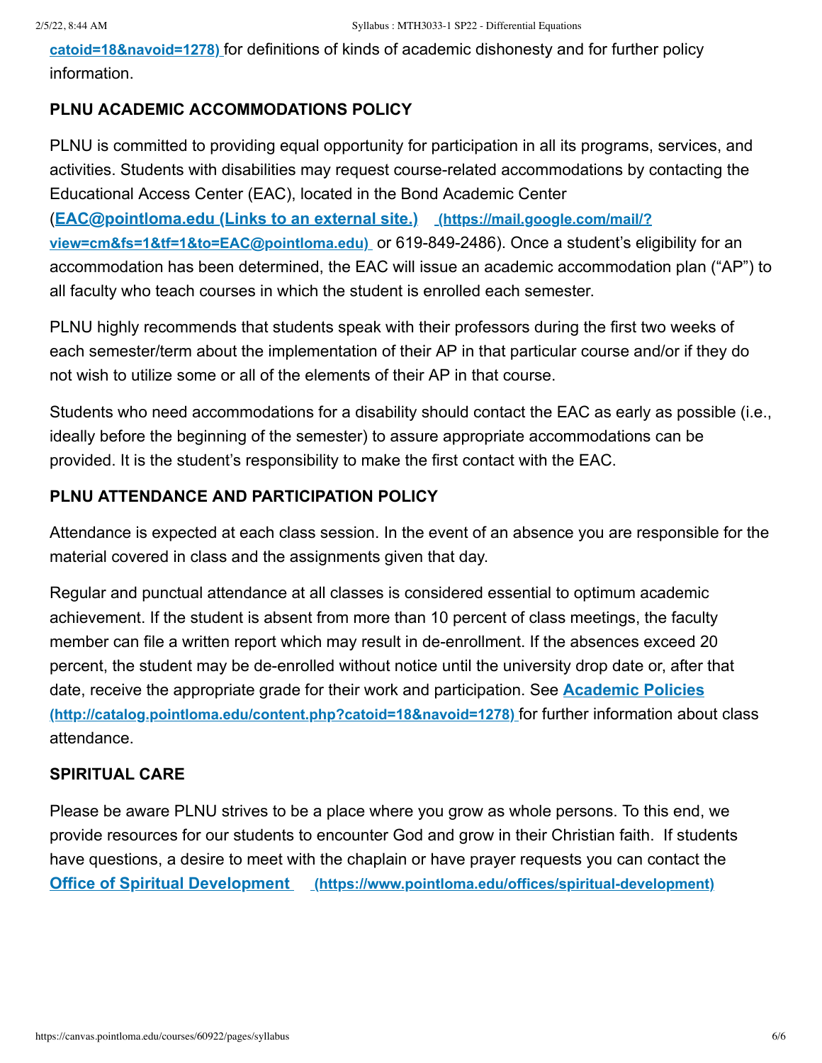catoid=18&navoid=1278) for definitions of kinds of academic dishonesty and for further policy information.

### PLNU ACADEMIC ACCOMMODATIONS POLICY

PLNU is committed to providing equal opportunity for participation in all its programs, services, and activities. Students with disabilities may request course-related accommodations by contacting the Educational Access Center (EAC), located in the Bond Academic Center (**EAC@pointloma.edu (Links to an external site.)** (https://mail.google.com/mail/?view=cm&fs=1&tf=1&to=EAC@pointloma.edu) or 619-849-2486). Once a student's eligibility for an accommodation has been determined, the EAC will issue an academic accommodation plan ("AP") to all faculty who teach courses in which the student is enrolled each semester.

PLNU highly recommends that students speak with their professors during the first two weeks of each semester/term about the implementation of their AP in that particular course and/or if they do not wish to utilize some or all of the elements of their AP in that course.

Students who need accommodations for a disability should contact the EAC as early as possible (i.e., ideally before the beginning of the semester) to assure appropriate accommodations can be provided. It is the student's responsibility to make the first contact with the EAC.

### PLNU ATTENDANCE AND PARTICIPATION POLICY

Attendance is expected at each class session. In the event of an absence you are responsible for the material covered in class and the assignments given that day.

Regular and punctual attendance at all classes is considered essential to optimum academic achievement. If the student is absent from more than 10 percent of class meetings, the faculty member can file a written report which may result in de-enrollment. If the absences exceed 20 percent, the student may be de-enrolled without notice until the university drop date or, after that date, receive the appropriate grade for their work and participation. See **Academic Policies** (http://catalog.pointloma.edu/content.php?catoid=18&navoid=1278) for further information about class attendance.

### SPIRITUAL CARE

Please be aware PLNU strives to be a place where you grow as whole persons. To this end, we provide resources for our students to encounter God and grow in their Christian faith. If students have questions, a desire to meet with the chaplain or have prayer requests you can contact the ***Office of Spiritual Development*** (https://www.pointloma.edu/offices/spiritual-development)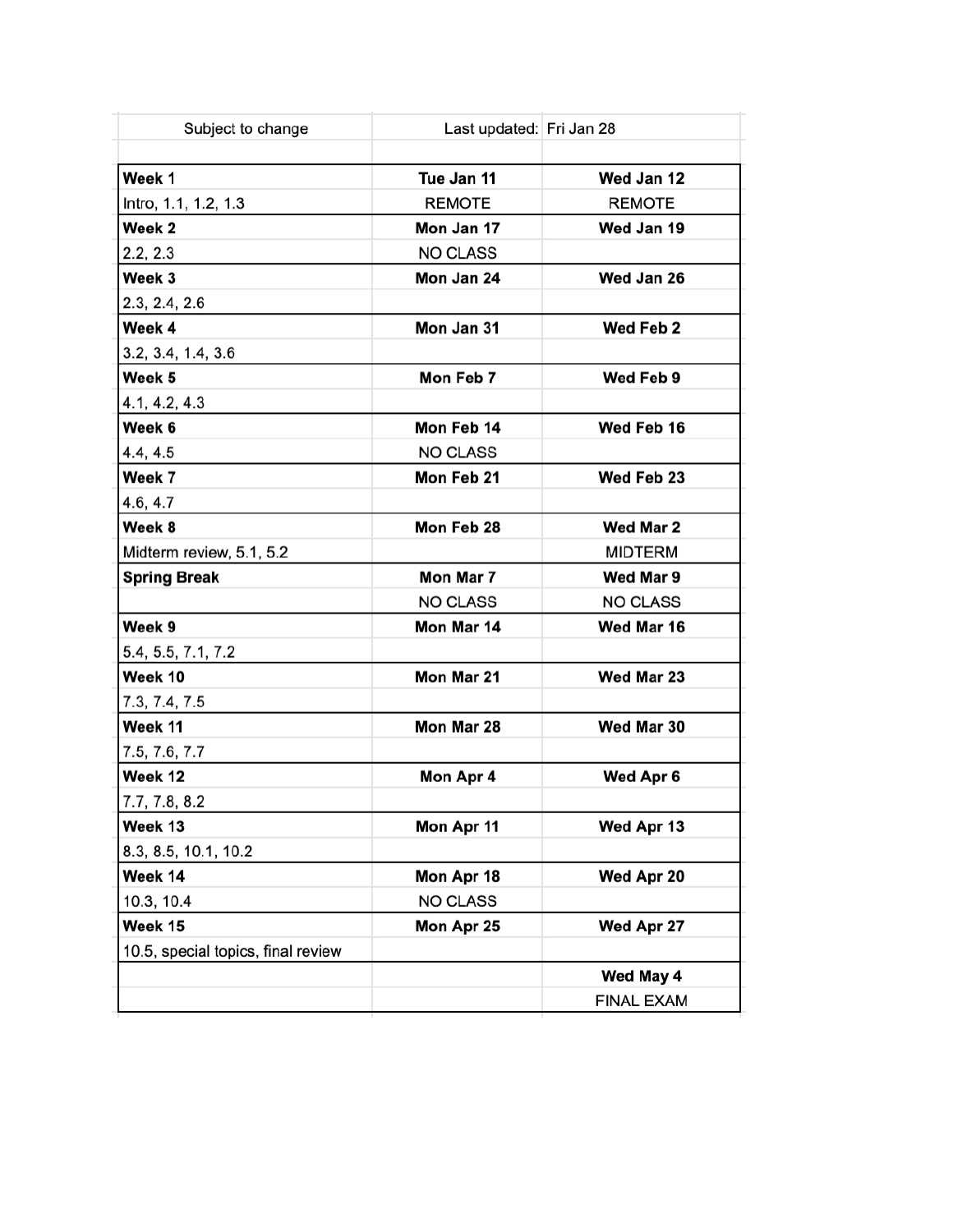| Subject to change | Last updated: | Fri Jan 28 |
|---|---|---|
| | | |
| **Week 1** | **Tue Jan 11** | **Wed Jan 12** |
| Intro, 1.1, 1.2, 1.3 | REMOTE | REMOTE |
| **Week 2** | **Mon Jan 17** | **Wed Jan 19** |
| 2.2, 2.3 | NO CLASS | |
| **Week 3** | **Mon Jan 24** | **Wed Jan 26** |
| 2.3, 2.4, 2.6 | | |
| **Week 4** | **Mon Jan 31** | **Wed Feb 2** |
| 3.2, 3.4, 1.4, 3.6 | | |
| **Week 5** | **Mon Feb 7** | **Wed Feb 9** |
| 4.1, 4.2, 4.3 | | |
| **Week 6** | **Mon Feb 14** | **Wed Feb 16** |
| 4.4, 4.5 | NO CLASS | |
| **Week 7** | **Mon Feb 21** | **Wed Feb 23** |
| 4.6, 4.7 | | |
| **Week 8** | **Mon Feb 28** | **Wed Mar 2** |
| Midterm review, 5.1, 5.2 | | MIDTERM |
| **Spring Break** | **Mon Mar 7** | **Wed Mar 9** |
| | NO CLASS | NO CLASS |
| **Week 9** | **Mon Mar 14** | **Wed Mar 16** |
| 5.4, 5.5, 7.1, 7.2 | | |
| **Week 10** | **Mon Mar 21** | **Wed Mar 23** |
| 7.3, 7.4, 7.5 | | |
| **Week 11** | **Mon Mar 28** | **Wed Mar 30** |
| 7.5, 7.6, 7.7 | | |
| **Week 12** | **Mon Apr 4** | **Wed Apr 6** |
| 7.7, 7.8, 8.2 | | |
| **Week 13** | **Mon Apr 11** | **Wed Apr 13** |
| 8.3, 8.5, 10.1, 10.2 | | |
| **Week 14** | **Mon Apr 18** | **Wed Apr 20** |
| 10.3, 10.4 | NO CLASS | |
| **Week 15** | **Mon Apr 25** | **Wed Apr 27** |
| 10.5, special topics, final review | | |
| | | **Wed May 4** |
| | | FINAL EXAM |